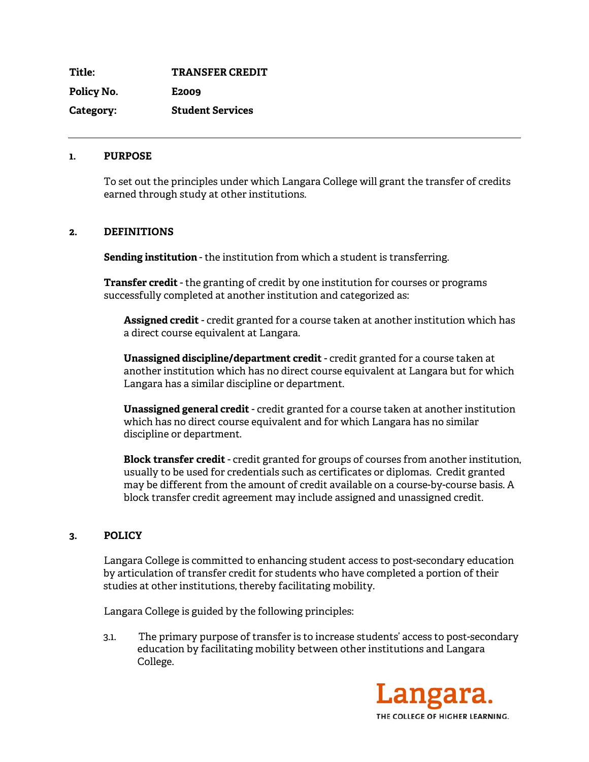**Title:** TRANSFER CREDIT

**Policy No.** E2009

**Category:** Student Services

---

## 1. PURPOSE

To set out the principles under which Langara College will grant the transfer of credits earned through study at other institutions.

## 2. DEFINITIONS

**Sending institution** - the institution from which a student is transferring.

**Transfer credit** - the granting of credit by one institution for courses or programs successfully completed at another institution and categorized as:

**Assigned credit** - credit granted for a course taken at another institution which has a direct course equivalent at Langara.

**Unassigned discipline/department credit** - credit granted for a course taken at another institution which has no direct course equivalent at Langara but for which Langara has a similar discipline or department.

**Unassigned general credit** - credit granted for a course taken at another institution which has no direct course equivalent and for which Langara has no similar discipline or department.

**Block transfer credit** - credit granted for groups of courses from another institution, usually to be used for credentials such as certificates or diplomas. Credit granted may be different from the amount of credit available on a course-by-course basis. A block transfer credit agreement may include assigned and unassigned credit.

## 3. POLICY

Langara College is committed to enhancing student access to post-secondary education by articulation of transfer credit for students who have completed a portion of their studies at other institutions, thereby facilitating mobility.

Langara College is guided by the following principles:

3.1. The primary purpose of transfer is to increase students' access to post-secondary education by facilitating mobility between other institutions and Langara College.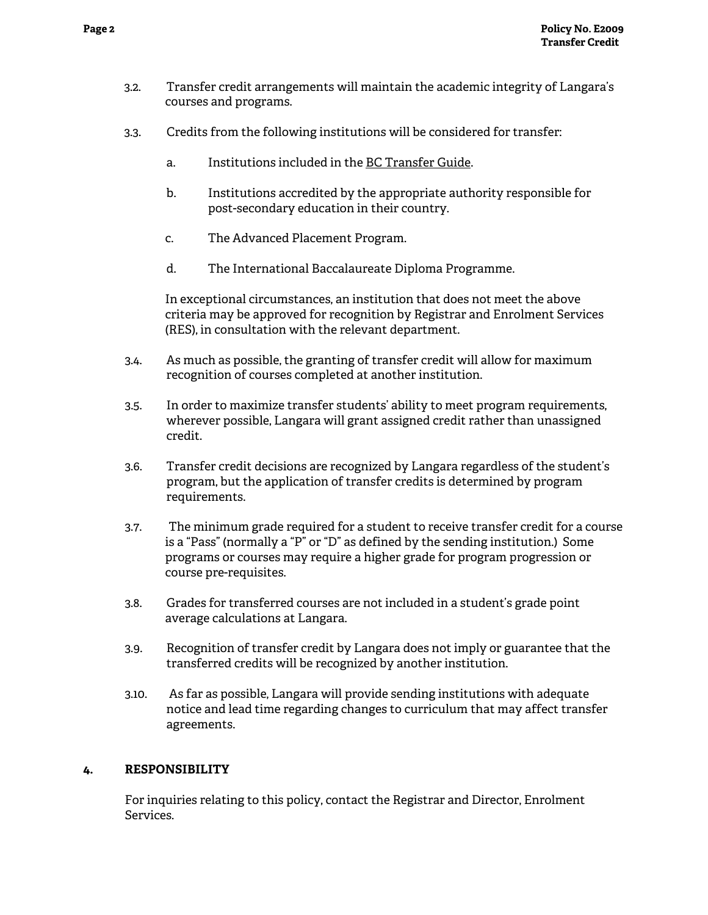3.2. Transfer credit arrangements will maintain the academic integrity of Langara's courses and programs.

3.3. Credits from the following institutions will be considered for transfer:

a. Institutions included in the BC Transfer Guide.

b. Institutions accredited by the appropriate authority responsible for post-secondary education in their country.

c. The Advanced Placement Program.

d. The International Baccalaureate Diploma Programme.

In exceptional circumstances, an institution that does not meet the above criteria may be approved for recognition by Registrar and Enrolment Services (RES), in consultation with the relevant department.

3.4. As much as possible, the granting of transfer credit will allow for maximum recognition of courses completed at another institution.

3.5. In order to maximize transfer students' ability to meet program requirements, wherever possible, Langara will grant assigned credit rather than unassigned credit.

3.6. Transfer credit decisions are recognized by Langara regardless of the student's program, but the application of transfer credits is determined by program requirements.

3.7. The minimum grade required for a student to receive transfer credit for a course is a "Pass" (normally a "P" or "D" as defined by the sending institution.) Some programs or courses may require a higher grade for program progression or course pre-requisites.

3.8. Grades for transferred courses are not included in a student's grade point average calculations at Langara.

3.9. Recognition of transfer credit by Langara does not imply or guarantee that the transferred credits will be recognized by another institution.

3.10. As far as possible, Langara will provide sending institutions with adequate notice and lead time regarding changes to curriculum that may affect transfer agreements.

## 4. RESPONSIBILITY

For inquiries relating to this policy, contact the Registrar and Director, Enrolment Services.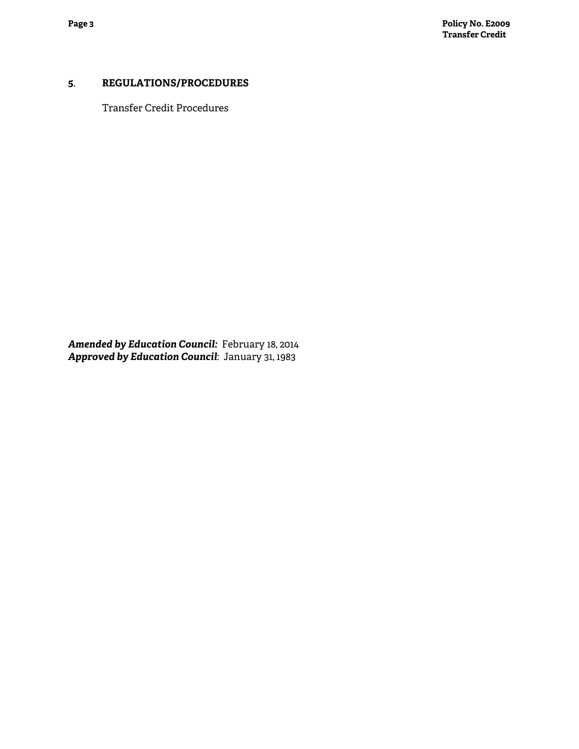## 5. REGULATIONS/PROCEDURES

Transfer Credit Procedures

***Amended by Education Council:*** February 18, 2014
***Approved by Education Council***: January 31, 1983